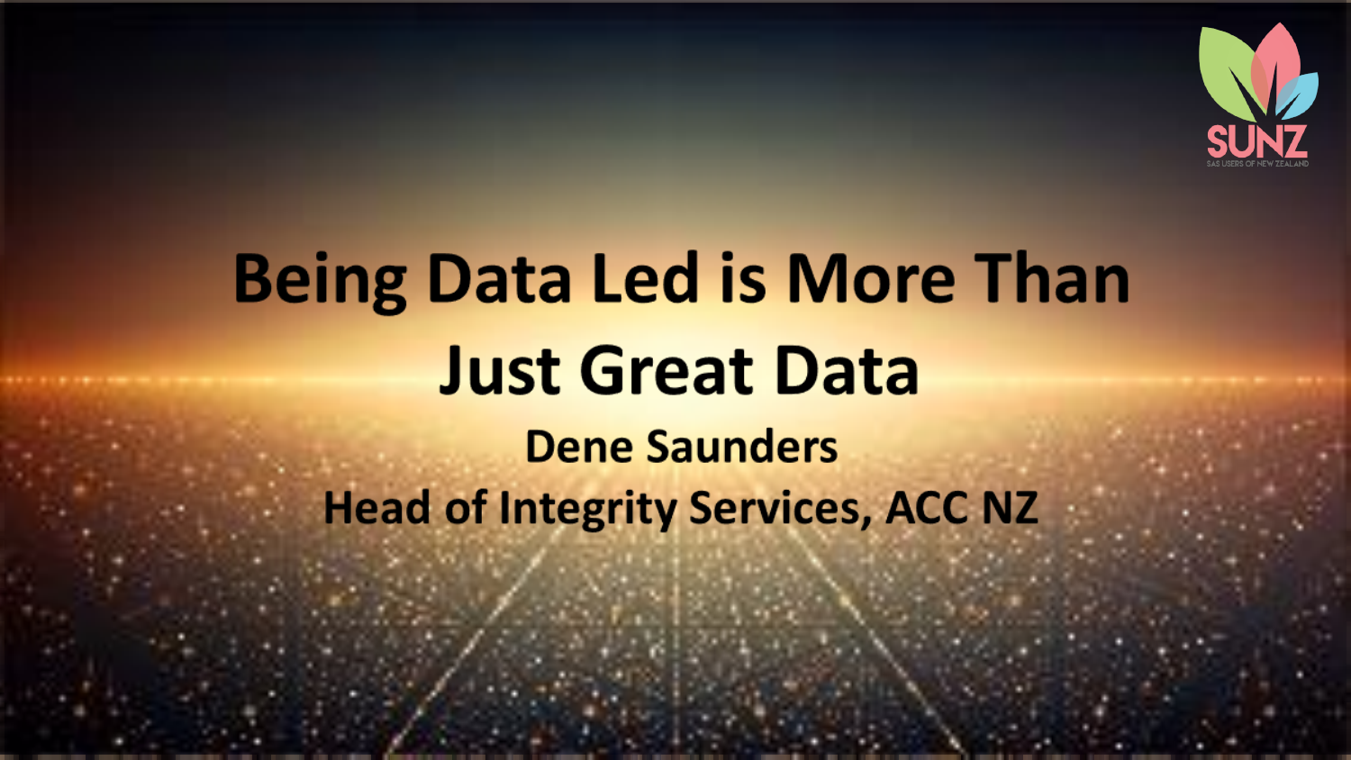# Being Data Led is More Than Just Great Data

**Dene Saunders**

**Head of Integrity Services, ACC NZ**

SUNZ

SAS USERS OF NEW ZEALAND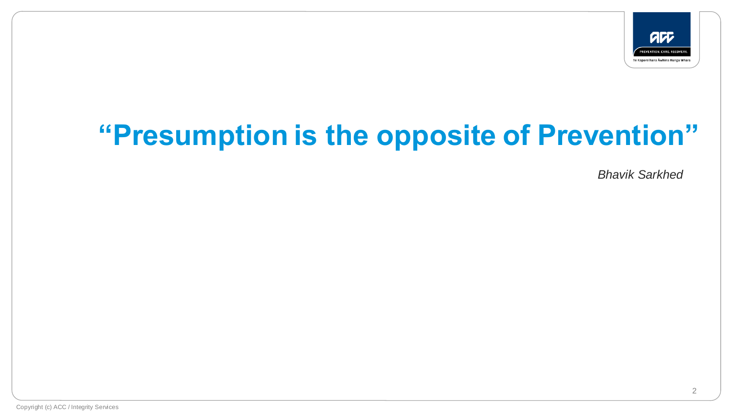# “Presumption is the opposite of Prevention”

*Bhavik Sarkhed*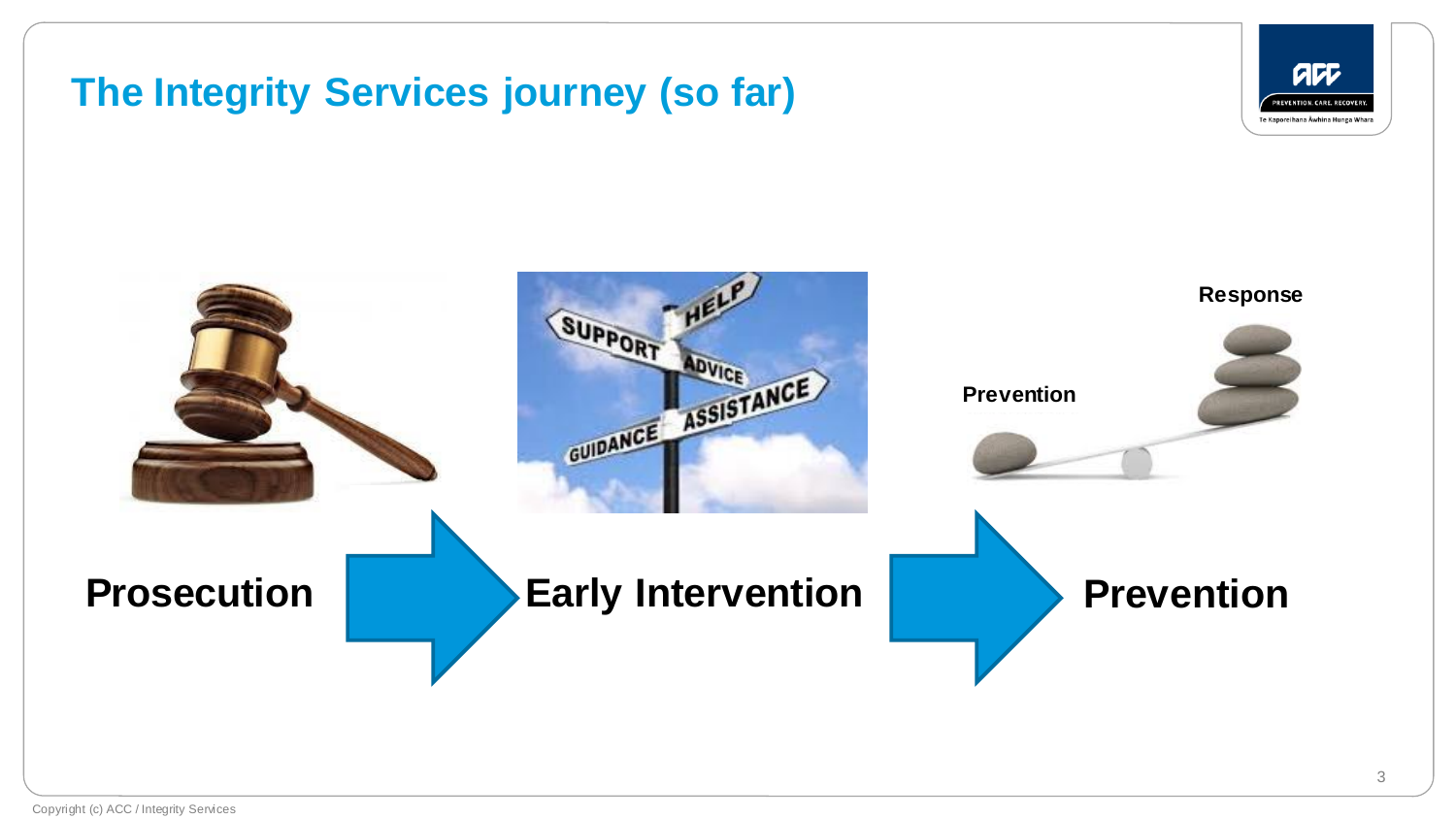# The Integrity Services journey (so far)

**Prosecution** → **Early Intervention** → **Prevention**

Prevention

Response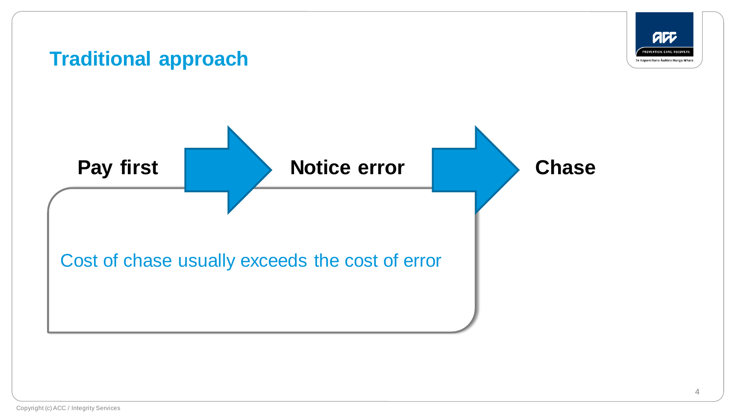# Traditional approach

**Pay first** → **Notice error** → **Chase**

Cost of chase usually exceeds the cost of error

Copyright (c) ACC / Integrity Services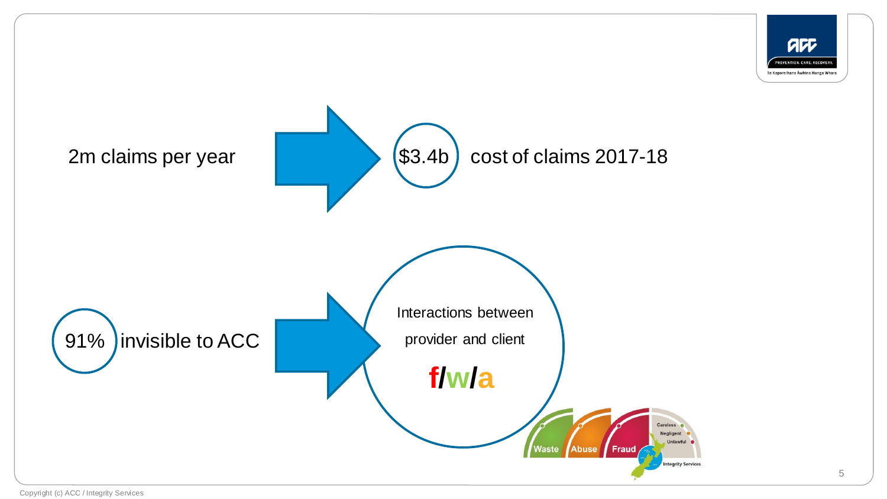2m claims per year → $3.4b cost of claims 2017-18

91% invisible to ACC → Interactions between provider and client

f/w/a

Waste | Abuse | Fraud

Careless
Negligent
Unlawful

Integrity Services

Copyright (c) ACC / Integrity Services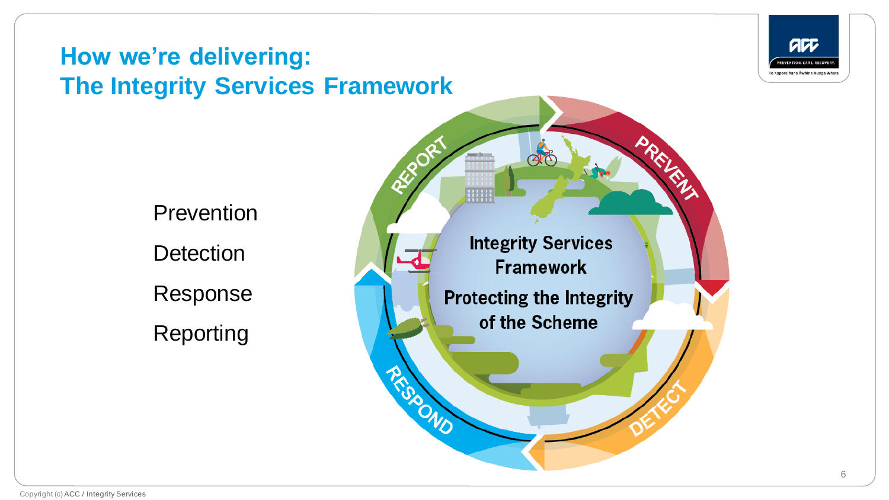# How we're delivering: The Integrity Services Framework

Prevention

Detection

Response

Reporting

Integrity Services Framework

Protecting the Integrity of the Scheme

REPORT

PREVENT

DETECT

RESPOND

Copyright (c) ACC / Integrity Services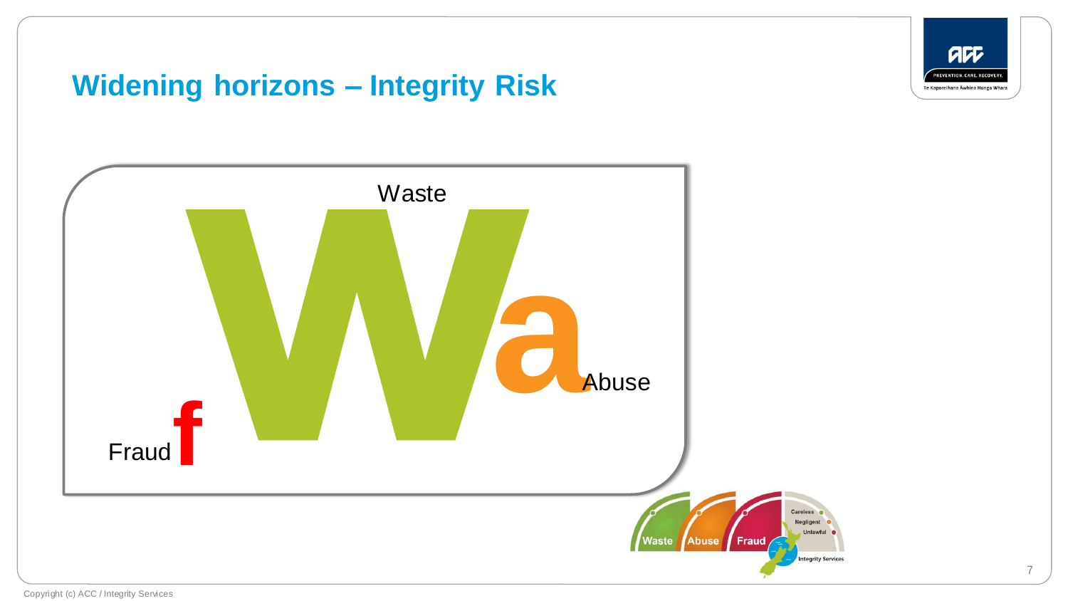## Widening horizons – Integrity Risk

Waste

Abuse

Fraud

Waste | Abuse | Fraud

Careless
Negligent
Unlawful

Integrity Services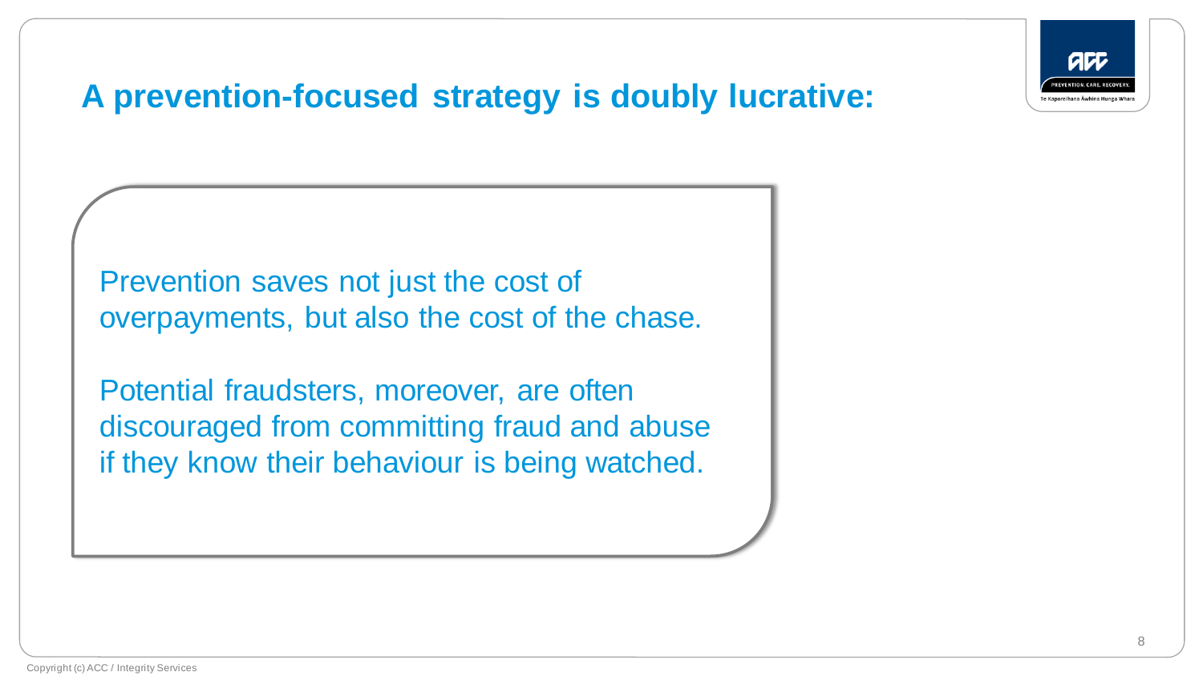# A prevention-focused strategy is doubly lucrative:

Prevention saves not just the cost of overpayments, but also the cost of the chase.

Potential fraudsters, moreover, are often discouraged from committing fraud and abuse if they know their behaviour is being watched.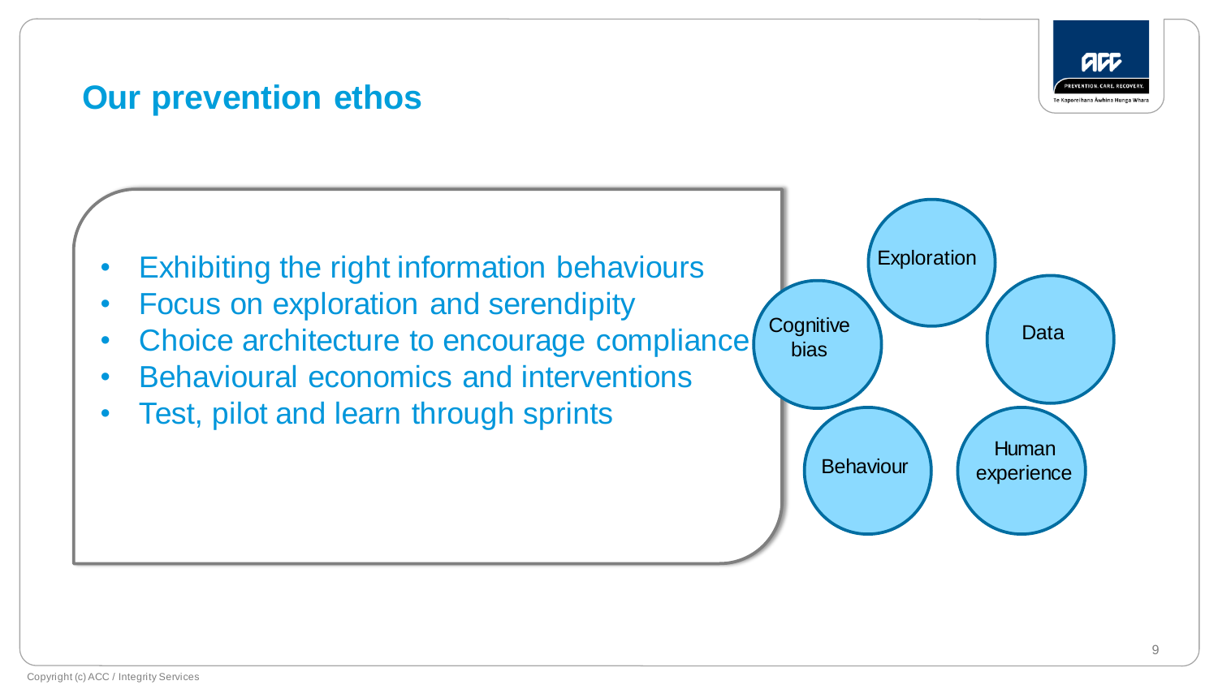## Our prevention ethos

- Exhibiting the right information behaviours
- Focus on exploration and serendipity
- Choice architecture to encourage compliance
- Behavioural economics and interventions
- Test, pilot and learn through sprints

Exploration

Cognitive bias

Data

Behaviour

Human experience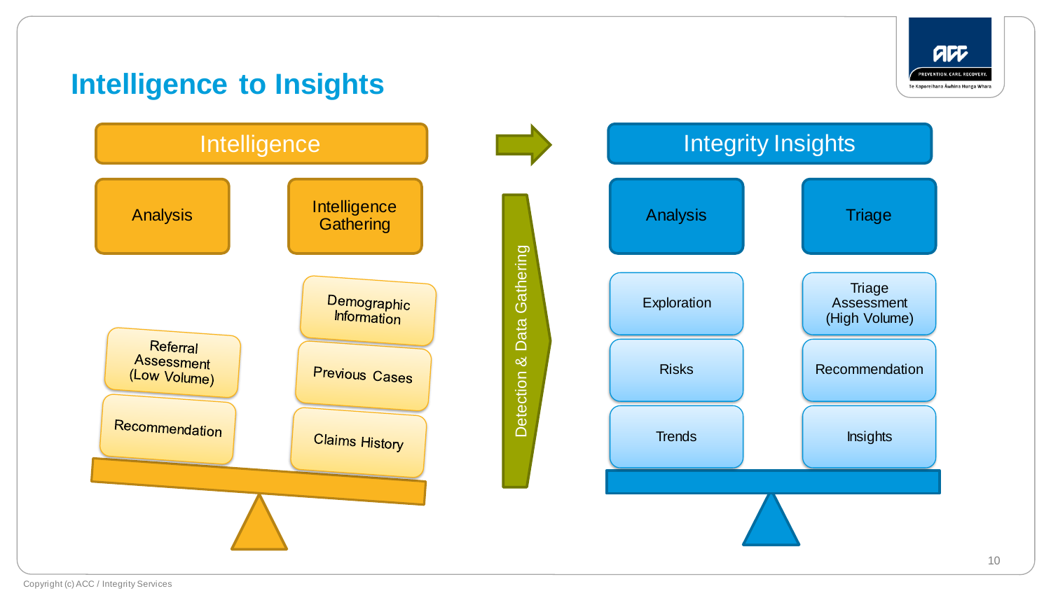# Intelligence to Insights

## Intelligence

**Analysis**

- Referral Assessment (Low Volume)
- Recommendation

**Intelligence Gathering**

- Demographic Information
- Previous Cases
- Claims History

Detection & Data Gathering

## Integrity Insights

**Analysis**

- Exploration
- Risks
- Trends

**Triage**

- Triage Assessment (High Volume)
- Recommendation
- Insights

Copyright (c) ACC / Integrity Services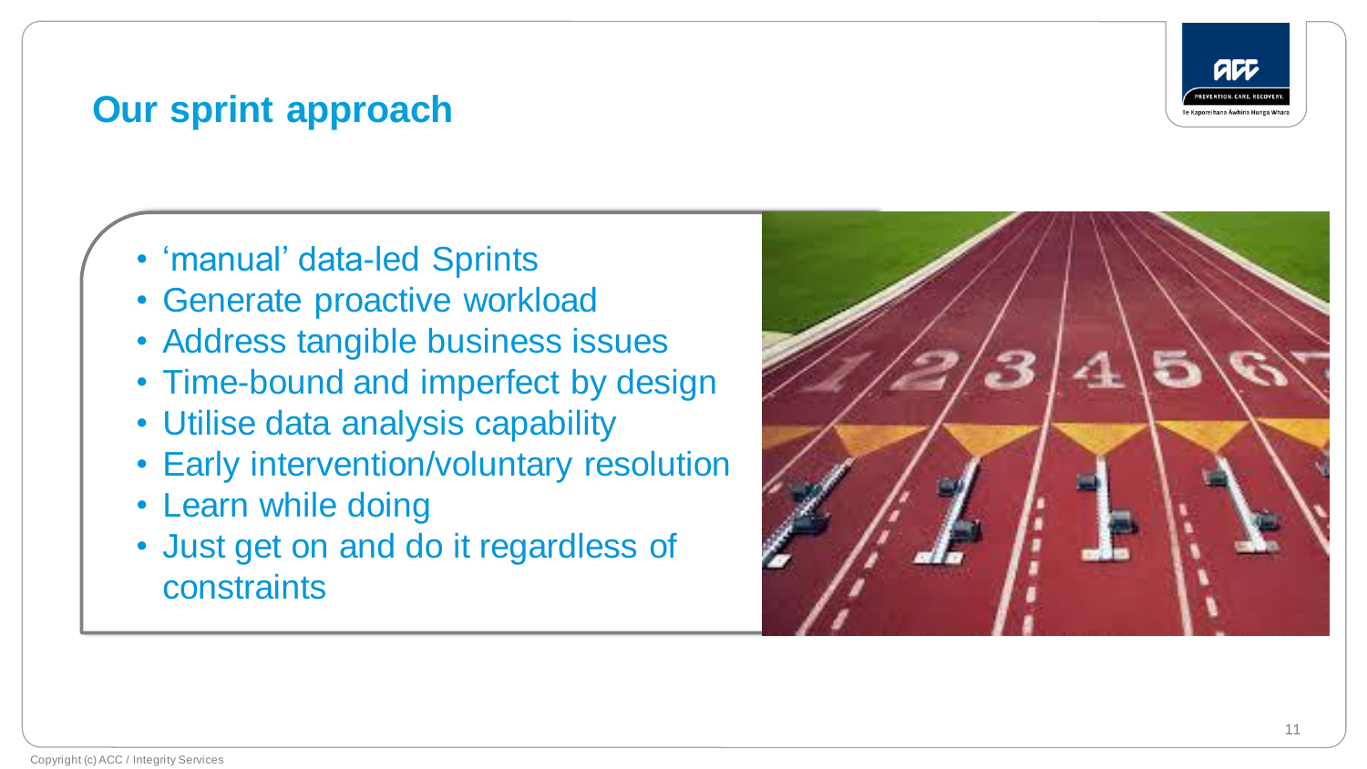## Our sprint approach

- 'manual' data-led Sprints
- Generate proactive workload
- Address tangible business issues
- Time-bound and imperfect by design
- Utilise data analysis capability
- Early intervention/voluntary resolution
- Learn while doing
- Just get on and do it regardless of constraints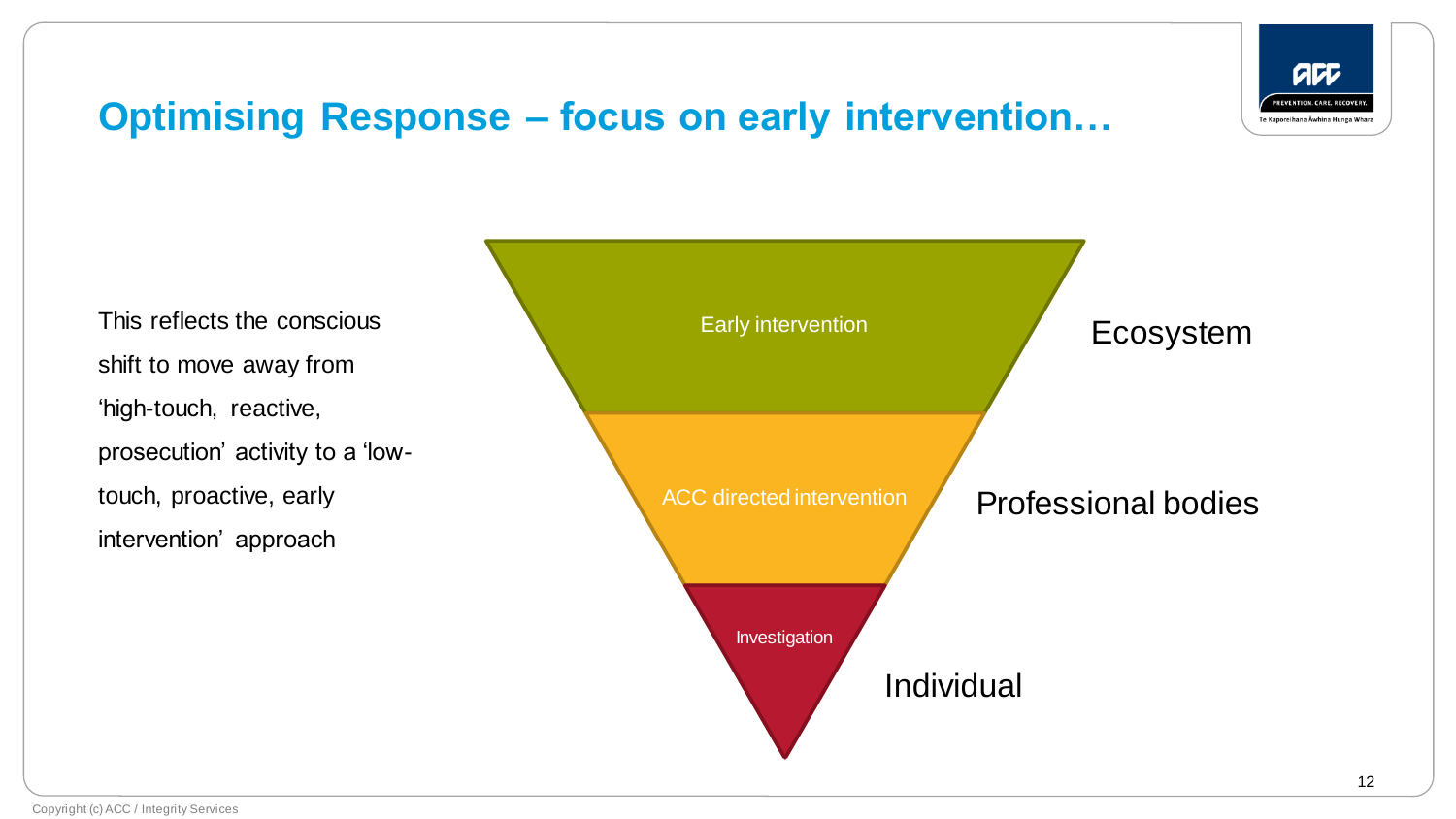# Optimising Response – focus on early intervention…

This reflects the conscious shift to move away from 'high-touch, reactive, prosecution' activity to a 'low-touch, proactive, early intervention' approach

| Level | Focus |
| --- | --- |
| Early intervention | Ecosystem |
| ACC directed intervention | Professional bodies |
| Investigation | Individual |

Copyright (c) ACC / Integrity Services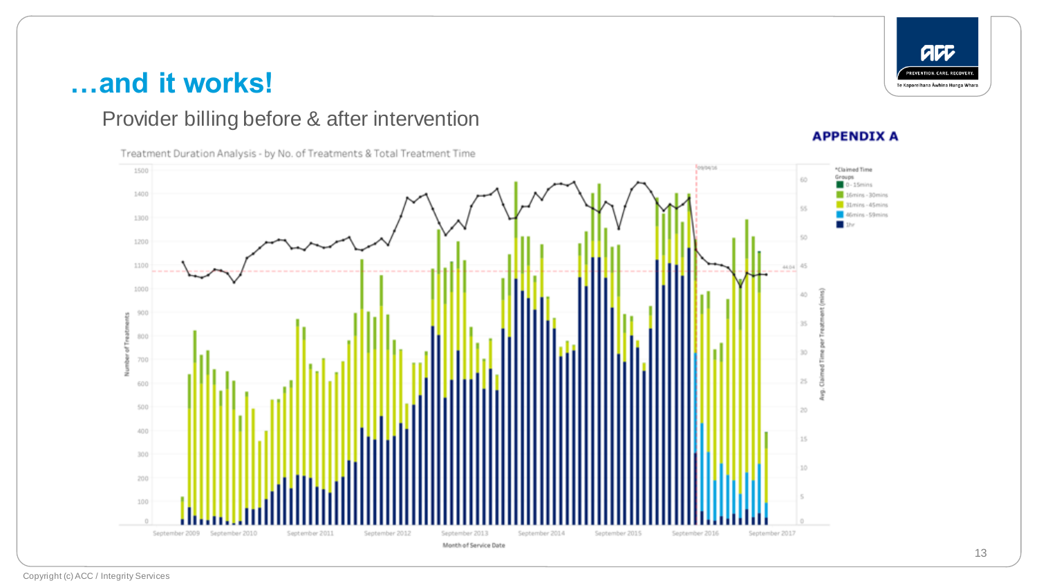# …and it works!

Provider billing before & after intervention

**APPENDIX A**

Treatment Duration Analysis - by No. of Treatments & Total Treatment Time

*Claimed Time Groups
- 0 - 15mins
- 16mins - 30mins
- 31mins - 45mins
- 46mins - 59mins
- 1hr

Number of Treatments | Avg. Claimed Time per Treatment (mins) | Month of Service Date

September 2009, September 2010, September 2011, September 2012, September 2013, September 2014, September 2015, September 2016, September 2017

09/04/16

44.04

Copyright (c) ACC / Integrity Services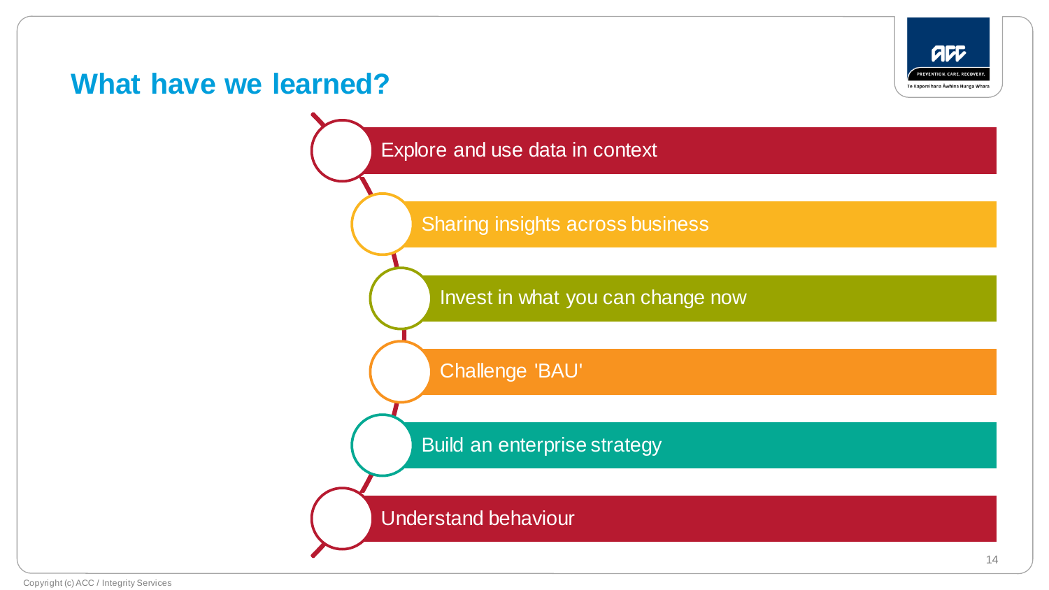# What have we learned?

- Explore and use data in context
- Sharing insights across business
- Invest in what you can change now
- Challenge 'BAU'
- Build an enterprise strategy
- Understand behaviour

Copyright (c) ACC / Integrity Services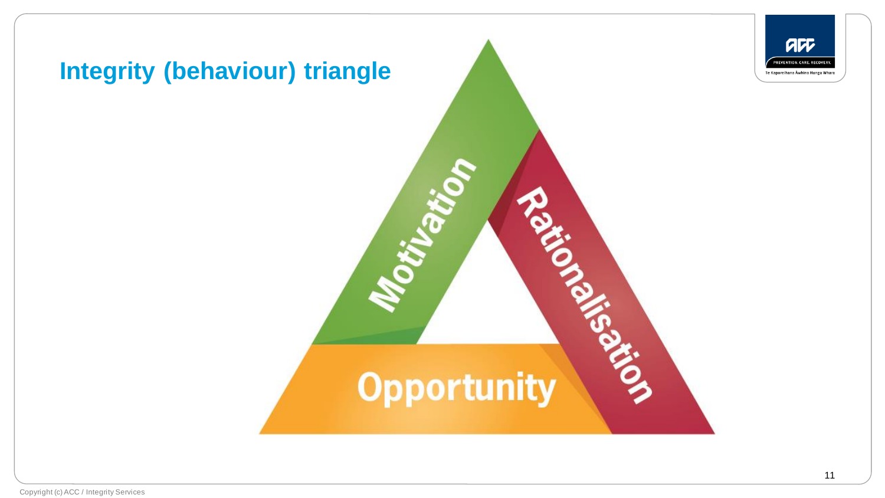# Integrity (behaviour) triangle

Motivation

Rationalisation

Opportunity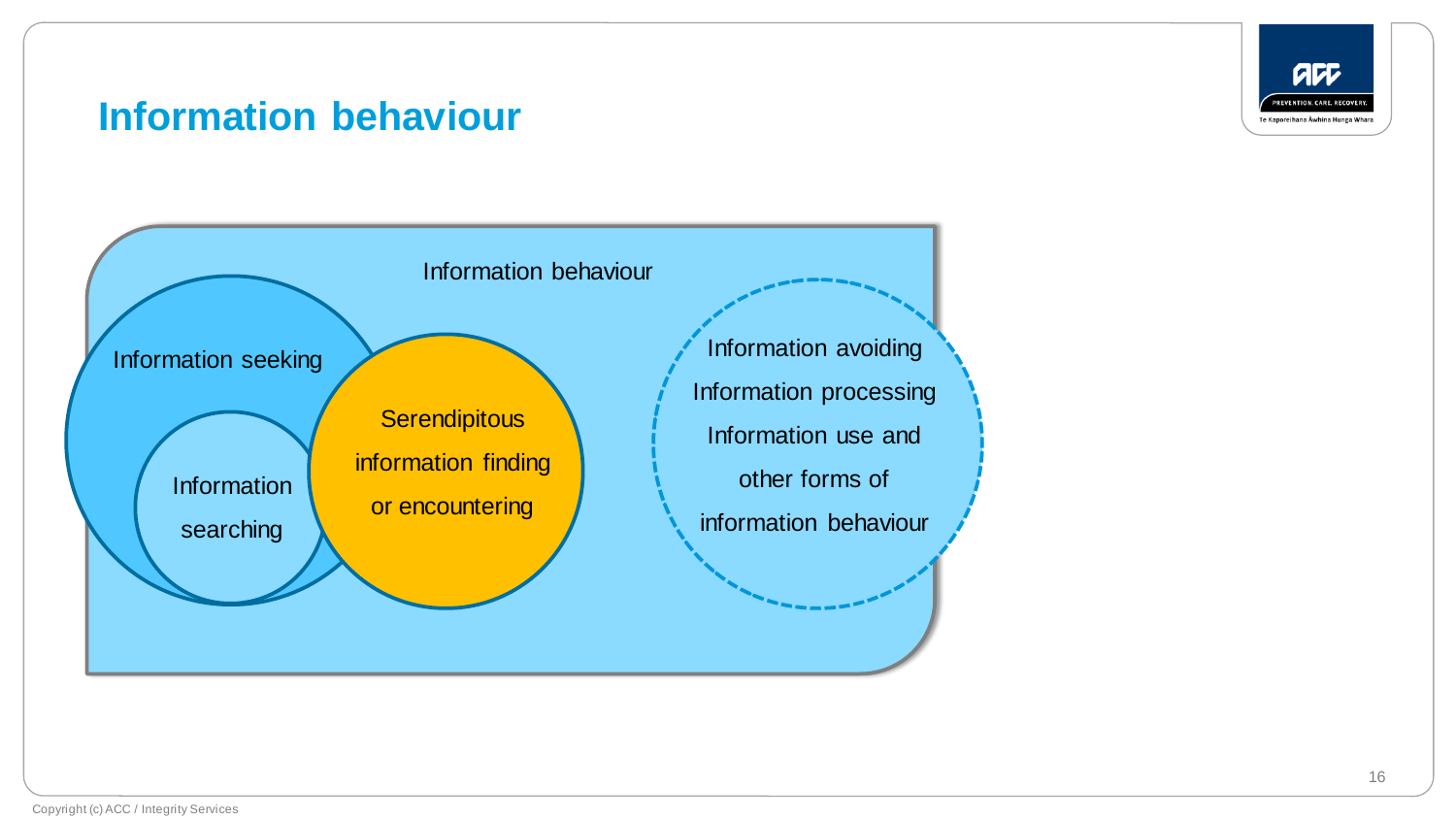# Information behaviour

Information behaviour

Information seeking

Information searching

Serendipitous information finding or encountering

Information avoiding
Information processing
Information use and other forms of information behaviour

Copyright (c) ACC / Integrity Services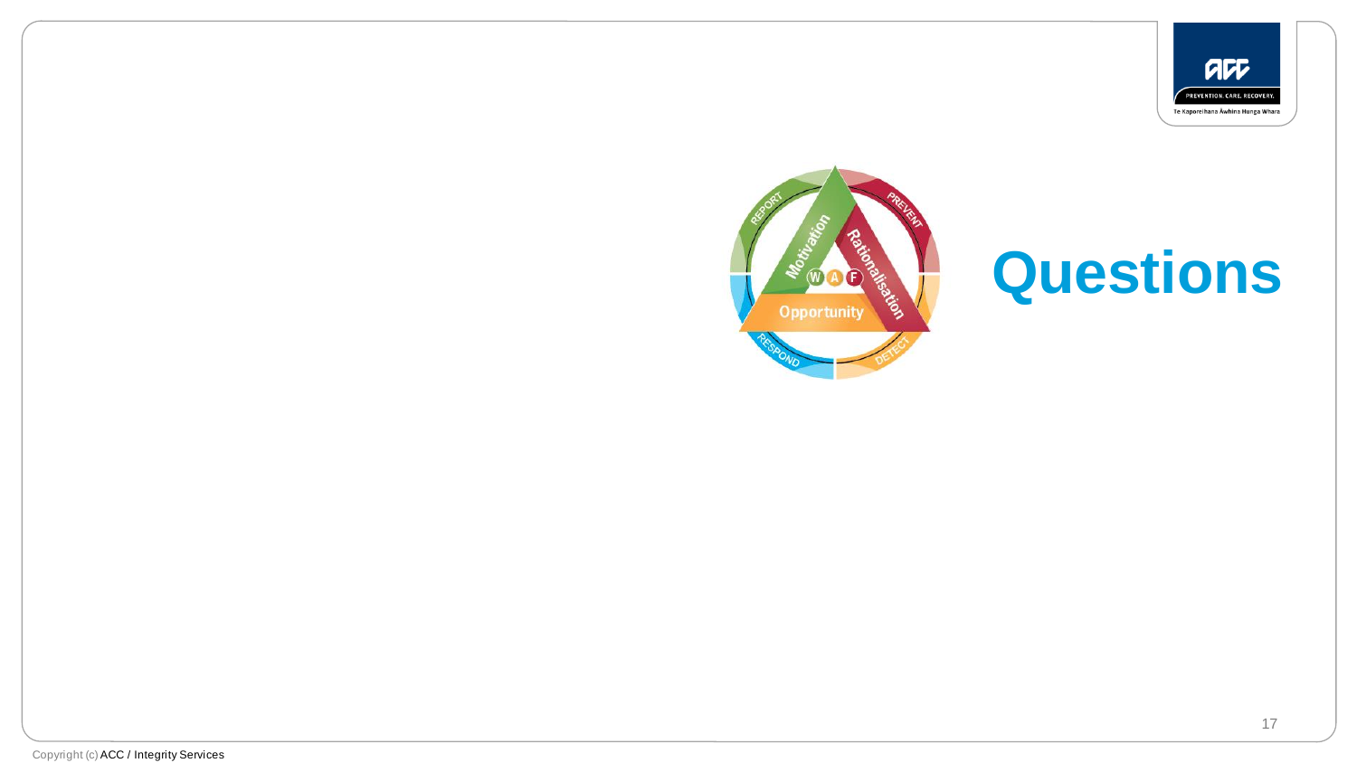# Questions